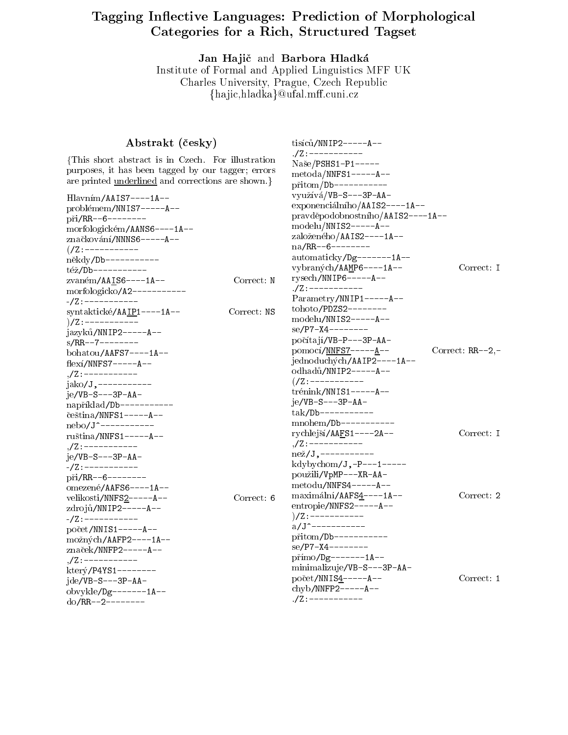# Tagging Inflective Languages: Prediction of Morphological Categories for a Rich, Structured Tagset

**Jan Hajič** and **Barbora Hladká**
Institute of Formal and Applied Linguistics MFF UK
Charles University, Prague, Czech Republic
{hajic,hladka}@ufal.mff.cuni.cz

## Abstrakt (česky)

{This short abstract is in Czech. For illustration purposes, it has been tagged by our tagger; errors are printed underlined and corrections are shown.}

```
Hlavním/AAIS7----1A--
problémem/NNIS7-----A--
při/RR--6--------
morfologickém/AANS6----1A--
značkování/NNNS6-----A--
(/Z:-----------
někdy/Db-----------
též/Db-----------
zvaném/AAIS6----1A--                Correct: N
morfologicko/A2-----------
-/Z:-----------
syntaktické/AAIP1----1A--           Correct: NS
)/Z:-----------
jazyků/NNIP2-----A--
s/RR--7--------
bohatou/AAFS7----1A--
flexí/NNFS7-----A--
,/Z:-----------
jako/J,-----------
je/VB-S---3P-AA-
například/Db-----------
čeština/NNFS1-----A--
nebo/J^-----------
ruština/NNFS1-----A--
,/Z:-----------
je/VB-S---3P-AA-
-/Z:-----------
při/RR--6--------
omezené/AAFS6----1A--
velikosti/NNFS2-----A--             Correct: 6
zdrojů/NNIP2-----A--
-/Z:-----------
počet/NNIS1-----A--
možných/AAFP2----1A--
značek/NNFP2-----A--
,/Z:-----------
který/P4YS1--------
jde/VB-S---3P-AA-
obvykle/Dg-------1A--
do/RR--2--------
tisíců/NNIP2-----A--
./Z:-----------
Naše/PSHS1-P1-----
metoda/NNFS1-----A--
přitom/Db-----------
využívá/VB-S---3P-AA-
exponenciálního/AAIS2----1A--
pravděpodobnostního/AAIS2----1A--
modelu/NNIS2-----A--
založeného/AAIS2----1A--
na/RR--6--------
automaticky/Dg-------1A--
vybraných/AAMP6----1A--             Correct: I
rysech/NNIP6-----A--
./Z:-----------
Parametry/NNIP1-----A--
tohoto/PDZS2--------
modelu/NNIS2-----A--
se/P7-X4--------
počítají/VB-P---3P-AA-
pomocí/NNFS7-----A--                Correct: RR--2,-
jednoduchých/AAIP2----1A--
odhadů/NNIP2-----A--
(/Z:-----------
trénink/NNIS1-----A--
je/VB-S---3P-AA-
tak/Db-----------
mnohem/Db-----------
rychlejší/AAFS1----2A--             Correct: I
,/Z:-----------
než/J,-----------
kdybychom/J,-P---1-----
použili/VpMP---XR-AA-
metodu/NNFS4-----A--
maximální/AAFS4----1A--             Correct: 2
entropie/NNFS2-----A--
)/Z:-----------
a/J^-----------
přitom/Db-----------
se/P7-X4--------
přímo/Dg-------1A--
minimalizuje/VB-S---3P-AA-
počet/NNIS4-----A--                 Correct: 1
chyb/NNFP2-----A--
./Z:-----------
```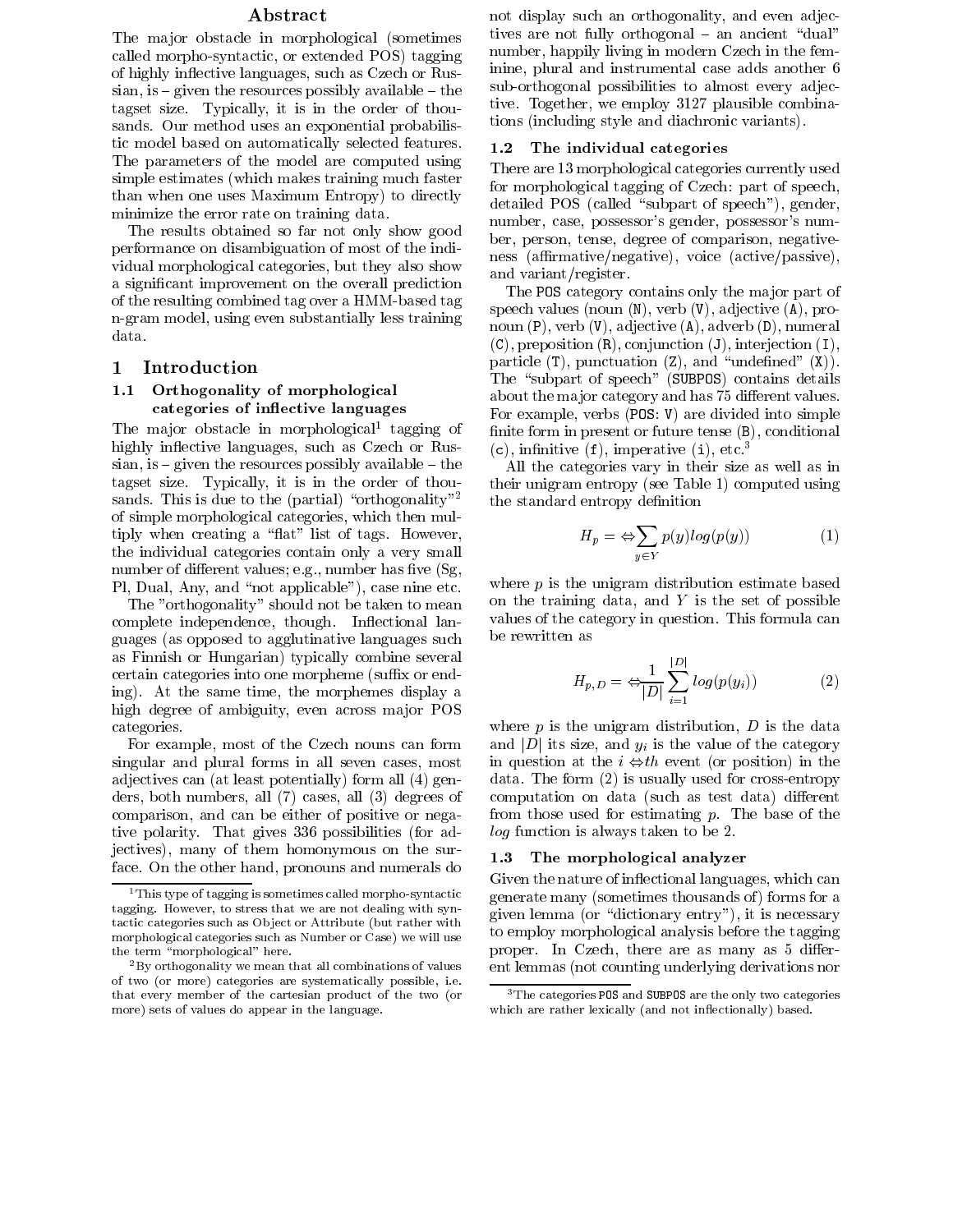## Abstract

The major obstacle in morphological (sometimes called morpho-syntactic, or extended POS) tagging of highly inflective languages, such as Czech or Russian, is – given the resources possibly available – the tagset size. Typically, it is in the order of thousands. Our method uses an exponential probabilistic model based on automatically selected features. The parameters of the model are computed using simple estimates (which makes training much faster than when one uses Maximum Entropy) to directly minimize the error rate on training data.

The results obtained so far not only show good performance on disambiguation of most of the individual morphological categories, but they also show a significant improvement on the overall prediction of the resulting combined tag over a HMM-based tag n-gram model, using even substantially less training data.

# 1 Introduction

## 1.1 Orthogonality of morphological categories of inflective languages

The major obstacle in morphological[1] tagging of highly inflective languages, such as Czech or Russian, is – given the resources possibly available – the tagset size. Typically, it is in the order of thousands. This is due to the (partial) "orthogonality"[2] of simple morphological categories, which then multiply when creating a "flat" list of tags. However, the individual categories contain only a very small number of different values; e.g., number has five (Sg, Pl, Dual, Any, and "not applicable"), case nine etc.

The "orthogonality" should not be taken to mean complete independence, though. Inflectional languages (as opposed to agglutinative languages such as Finnish or Hungarian) typically combine several certain categories into one morpheme (suffix or ending). At the same time, the morphemes display a high degree of ambiguity, even across major POS categories.

For example, most of the Czech nouns can form singular and plural forms in all seven cases, most adjectives can (at least potentially) form all (4) genders, both numbers, all (7) cases, all (3) degrees of comparison, and can be either of positive or negative polarity. That gives 336 possibilities (for adjectives), many of them homonymous on the surface. On the other hand, pronouns and numerals do not display such an orthogonality, and even adjectives are not fully orthogonal – an ancient "dual" number, happily living in modern Czech in the feminine, plural and instrumental case adds another 6 sub-orthogonal possibilities to almost every adjective. Together, we employ 3127 plausible combinations (including style and diachronic variants).

## 1.2 The individual categories

There are 13 morphological categories currently used for morphological tagging of Czech: part of speech, detailed POS (called "subpart of speech"), gender, number, case, possessor's gender, possessor's number, person, tense, degree of comparison, negativeness (affirmative/negative), voice (active/passive), and variant/register.

The `POS` category contains only the major part of speech values (noun (`N`), verb (`V`), adjective (`A`), pronoun (`P`), verb (`V`), adjective (`A`), adverb (`D`), numeral (`C`), preposition (`R`), conjunction (`J`), interjection (`I`), particle (`T`), punctuation (`Z`), and "undefined" (`X`)). The "subpart of speech" (`SUBPOS`) contains details about the major category and has 75 different values. For example, verbs (`POS: V`) are divided into simple finite form in present or future tense (`B`), conditional (`c`), infinitive (`f`), imperative (`i`), etc.[3]

All the categories vary in their size as well as in their unigram entropy (see Table 1) computed using the standard entropy definition

$$H_p = -\sum_{y \in Y} p(y) log(p(y)) \qquad (1)$$

where $p$ is the unigram distribution estimate based on the training data, and $Y$ is the set of possible values of the category in question. This formula can be rewritten as

$$H_{p,D} = -\frac{1}{|D|} \sum_{i=1}^{|D|} log(p(y_i)) \qquad (2)$$

where $p$ is the unigram distribution, $D$ is the data and $|D|$ its size, and $y_i$ is the value of the category in question at the $i-th$ event (or position) in the data. The form (2) is usually used for cross-entropy computation on data (such as test data) different from those used for estimating $p$. The base of the *log* function is always taken to be 2.

## 1.3 The morphological analyzer

Given the nature of inflectional languages, which can generate many (sometimes thousands of) forms for a given lemma (or "dictionary entry"), it is necessary to employ morphological analysis before the tagging proper. In Czech, there are as many as 5 different lemmas (not counting underlying derivations nor

---

[1] This type of tagging is sometimes called morpho-syntactic tagging. However, to stress that we are not dealing with syntactic categories such as Object or Attribute (but rather with morphological categories such as Number or Case) we will use the term "morphological" here.

[2] By orthogonality we mean that all combinations of values of two (or more) categories are systematically possible, i.e. that every member of the cartesian product of the two (or more) sets of values do appear in the language.

[3] The categories `POS` and `SUBPOS` are the only two categories which are rather lexically (and not inflectionally) based.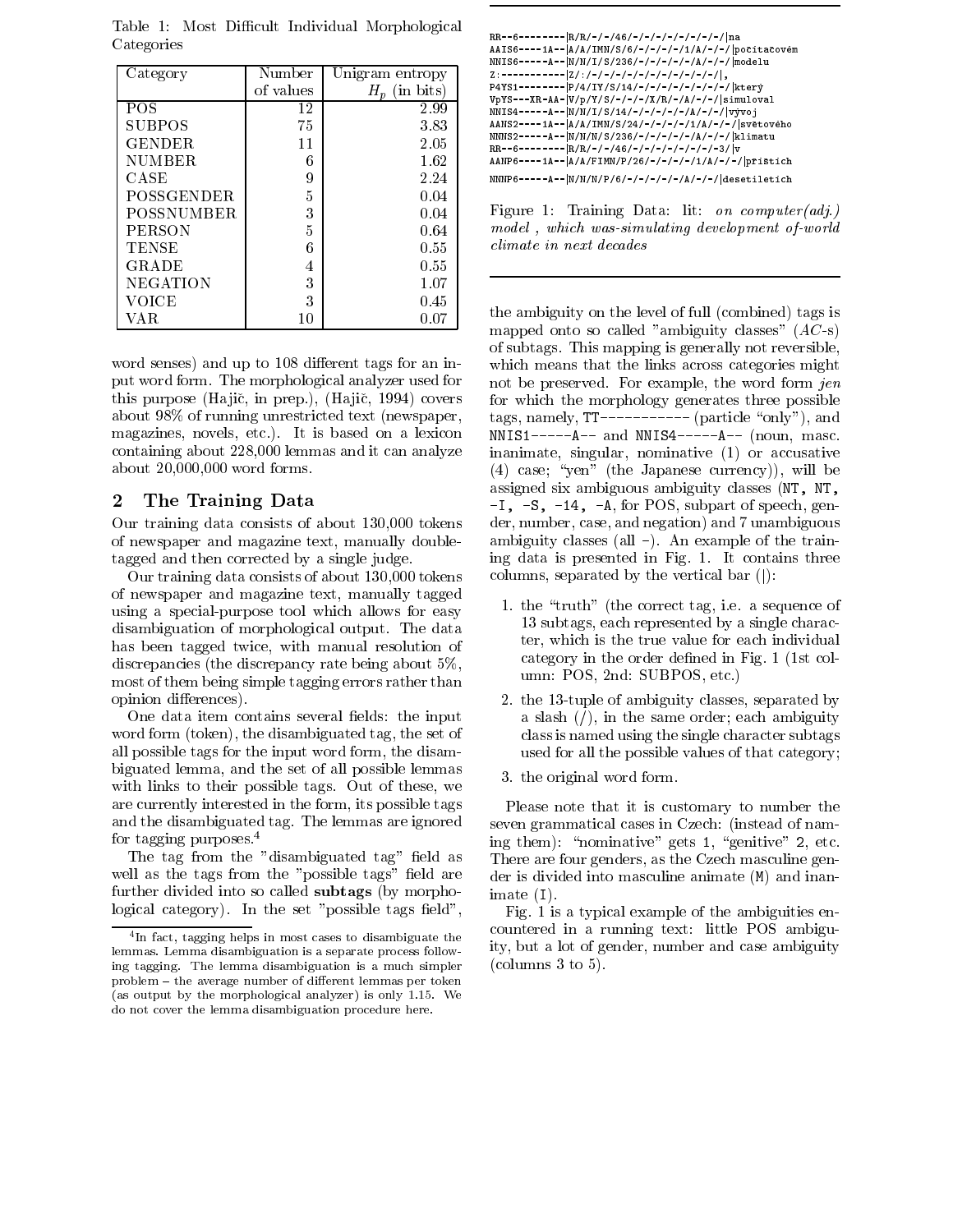Table 1: Most Difficult Individual Morphological Categories

| Category | Number of values | Unigram entropy $H_p$ (in bits) |
|---|---|---|
| POS | 12 | 2.99 |
| SUBPOS | 75 | 3.83 |
| GENDER | 11 | 2.05 |
| NUMBER | 6 | 1.62 |
| CASE | 9 | 2.24 |
| POSSGENDER | 5 | 0.04 |
| POSSNUMBER | 3 | 0.04 |
| PERSON | 5 | 0.64 |
| TENSE | 6 | 0.55 |
| GRADE | 4 | 0.55 |
| NEGATION | 3 | 1.07 |
| VOICE | 3 | 0.45 |
| VAR | 10 | 0.07 |

word senses) and up to 108 different tags for an input word form. The morphological analyzer used for this purpose (Hajič, in prep.), (Hajič, 1994) covers about 98% of running unrestricted text (newspaper, magazines, novels, etc.). It is based on a lexicon containing about 228,000 lemmas and it can analyze about 20,000,000 word forms.

## 2 The Training Data

Our training data consists of about 130,000 tokens of newspaper and magazine text, manually double-tagged and then corrected by a single judge.

Our training data consists of about 130,000 tokens of newspaper and magazine text, manually tagged using a special-purpose tool which allows for easy disambiguation of morphological output. The data has been tagged twice, with manual resolution of discrepancies (the discrepancy rate being about 5%, most of them being simple tagging errors rather than opinion differences).

One data item contains several fields: the input word form (token), the disambiguated tag, the set of all possible tags for the input word form, the disambiguated lemma, and the set of all possible lemmas with links to their possible tags. Out of these, we are currently interested in the form, its possible tags and the disambiguated tag. The lemmas are ignored for tagging purposes.[4]

The tag from the "disambiguated tag" field as well as the tags from the "possible tags" field are further divided into so called **subtags** (by morphological category). In the set "possible tags field",

[4] In fact, tagging helps in most cases to disambiguate the lemmas. Lemma disambiguation is a separate process following tagging. The lemma disambiguation is a much simpler problem – the average number of different lemmas per token (as output by the morphological analyzer) is only 1.15. We do not cover the lemma disambiguation procedure here.

```
RR--6--------|R/R/-/-/46/-/-/-/-/-/-/-/-/|na
AAIS6----1A--|A/A/IMN/S/6/-/-/-/-/1/A/-/-/|počítačovém
NNIS6-----A--|N/N/I/S/236/-/-/-/-/-/A/-/-/|modelu
Z:-----------|Z/:/-/-/-/-/-/-/-/-/-/-/-/|,
P4YS1--------|P/4/IY/S/14/-/-/-/-/-/-/-/-/|který
VpYS---XR-AA-|V/p/Y/S/-/-/-/X/R/-/A/-/-/|simuloval
NNIS4-----A--|N/N/I/S/14/-/-/-/-/-/A/-/-/|vývoj
AANS2----1A--|A/A/IMN/S/24/-/-/-/-/1/A/-/-/|světového
NNNS2-----A--|N/N/N/S/236/-/-/-/-/-/A/-/-/|klimatu
RR--6--------|R/R/-/-/46/-/-/-/-/-/-/-/3/|v
AANP6----1A--|A/A/FIMN/P/26/-/-/-/-/1/A/-/-/|příštích
NNNP6-----A--|N/N/N/P/6/-/-/-/-/-/A/-/-/|desetiletích
```

Figure 1: Training Data: lit: *on computer(adj.) model , which was-simulating development of-world climate in next decades*

the ambiguity on the level of full (combined) tags is mapped onto so called "ambiguity classes" (*AC*-s) of subtags. This mapping is generally not reversible, which means that the links across categories might not be preserved. For example, the word form *jen* for which the morphology generates three possible tags, namely, `TT-----------` (particle "only"), and `NNIS1-----A--` and `NNIS4-----A--` (noun, masc. inanimate, singular, nominative (1) or accusative (4) case; "yen" (the Japanese currency)), will be assigned six ambiguous ambiguity classes (`NT, NT, -I, -S, -14, -A`, for POS, subpart of speech, gender, number, case, and negation) and 7 unambiguous ambiguity classes (all `-`). An example of the training data is presented in Fig. 1. It contains three columns, separated by the vertical bar (|):

1. the "truth" (the correct tag, i.e. a sequence of 13 subtags, each represented by a single character, which is the true value for each individual category in the order defined in Fig. 1 (1st column: POS, 2nd: SUBPOS, etc.)
2. the 13-tuple of ambiguity classes, separated by a slash (/), in the same order; each ambiguity class is named using the single character subtags used for all the possible values of that category;
3. the original word form.

Please note that it is customary to number the seven grammatical cases in Czech: (instead of naming them): "nominative" gets `1`, "genitive" `2`, etc. There are four genders, as the Czech masculine gender is divided into masculine animate (`M`) and inanimate (`I`).

Fig. 1 is a typical example of the ambiguities encountered in a running text: little POS ambiguity, but a lot of gender, number and case ambiguity (columns 3 to 5).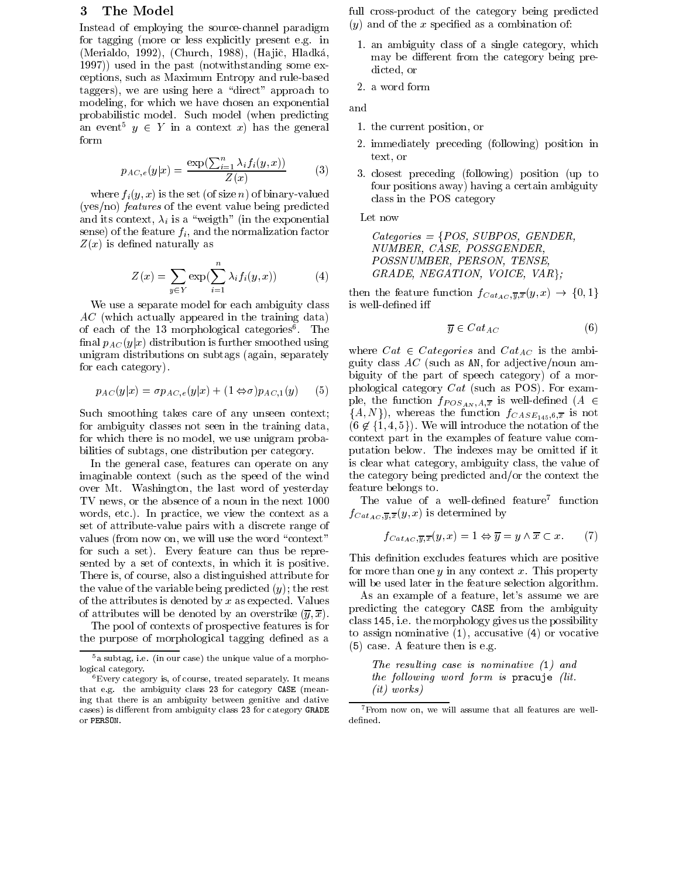## 3 The Model

Instead of employing the source-channel paradigm for tagging (more or less explicitly present e.g. in (Merialdo, 1992), (Church, 1988), (Hajič, Hladká, 1997)) used in the past (notwithstanding some exceptions, such as Maximum Entropy and rule-based taggers), we are using here a "direct" approach to modeling, for which we have chosen an exponential probabilistic model. Such model (when predicting an event[5] $y \in Y$ in a context $x$) has the general form

$$p_{AC,e}(y|x) = \frac{\exp(\sum_{i=1}^{n} \lambda_i f_i(y,x))}{Z(x)} \tag{3}$$

where $f_i(y,x)$ is the set (of size $n$) of binary-valued (yes/no) *features* of the event value being predicted and its context, $\lambda_i$ is a "weigth" (in the exponential sense) of the feature $f_i$, and the normalization factor $Z(x)$ is defined naturally as

$$Z(x) = \sum_{y \in Y} \exp(\sum_{i=1}^{n} \lambda_i f_i(y,x)) \tag{4}$$

We use a separate model for each ambiguity class $AC$ (which actually appeared in the training data) of each of the 13 morphological categories[6]. The final $p_{AC}(y|x)$ distribution is further smoothed using unigram distributions on subtags (again, separately for each category).

$$p_{AC}(y|x) = \sigma p_{AC,e}(y|x) + (1 - \sigma) p_{AC,1}(y) \tag{5}$$

Such smoothing takes care of any unseen context; for ambiguity classes not seen in the training data, for which there is no model, we use unigram probabilities of subtags, one distribution per category.

In the general case, features can operate on any imaginable context (such as the speed of the wind over Mt. Washington, the last word of yesterday TV news, or the absence of a noun in the next 1000 words, etc.). In practice, we view the context as a set of attribute-value pairs with a discrete range of values (from now on, we will use the word "context" for such a set). Every feature can thus be represented by a set of contexts, in which it is positive. There is, of course, also a distinguished attribute for the value of the variable being predicted ($y$); the rest of the attributes is denoted by $x$ as expected. Values of attributes will be denoted by an overstrike ($\overline{y}, \overline{x}$).

The pool of contexts of prospective features is for the purpose of morphological tagging defined as a full cross-product of the category being predicted ($y$) and of the $x$ specified as a combination of:

1. an ambiguity class of a single category, which may be different from the category being predicted, or
2. a word form

and

1. the current position, or
2. immediately preceding (following) position in text, or
3. closest preceding (following) position (up to four positions away) having a certain ambiguity class in the POS category

Let now

*Categories* = {*POS, SUBPOS, GENDER, NUMBER, CASE, POSSGENDER, POSSNUMBER, PERSON, TENSE, GRADE, NEGATION, VOICE, VAR*};

then the feature function $f_{Cat_{AC},\overline{y},\overline{x}}(y,x) \rightarrow \{0,1\}$ is well-defined iff

$$\overline{y} \in Cat_{AC} \tag{6}$$

where $Cat \in Categories$ and $Cat_{AC}$ is the ambiguity class $AC$ (such as `AN`, for adjective/noun ambiguity of the part of speech category) of a morphological category $Cat$ (such as POS). For example, the function $f_{POS_{AN},A,\overline{x}}$ is well-defined ($A \in \{A,N\}$), whereas the function $f_{CASE_{145},6,\overline{x}}$ is not ($6 \notin \{1,4,5\}$). We will introduce the notation of the context part in the examples of feature value computation below. The indexes may be omitted if it is clear what category, ambiguity class, the value of the category being predicted and/or the context the feature belongs to.

The value of a well-defined feature[7] function $f_{Cat_{AC},\overline{y},\overline{x}}(y,x)$ is determined by

$$f_{Cat_{AC},\overline{y},\overline{x}}(y,x) = 1 \Leftrightarrow \overline{y} = y \wedge \overline{x} \subset x. \tag{7}$$

This definition excludes features which are positive for more than one $y$ in any context $x$. This property will be used later in the feature selection algorithm.

As an example of a feature, let's assume we are predicting the category `CASE` from the ambiguity class `145`, i.e. the morphology gives us the possibility to assign nominative (`1`), accusative (`4`) or vocative (`5`) case. A feature then is e.g.

*The resulting case is nominative* (`1`) *and the following word form is* `pracuje` *(lit. (it) works)*

---

[5] a subtag, i.e. (in our case) the unique value of a morphological category.

[6] Every category is, of course, treated separately. It means that e.g. the ambiguity class 23 for category `CASE` (meaning that there is an ambiguity between genitive and dative cases) is different from ambiguity class 23 for category `GRADE` or `PERSON`.

[7] From now on, we will assume that all features are well-defined.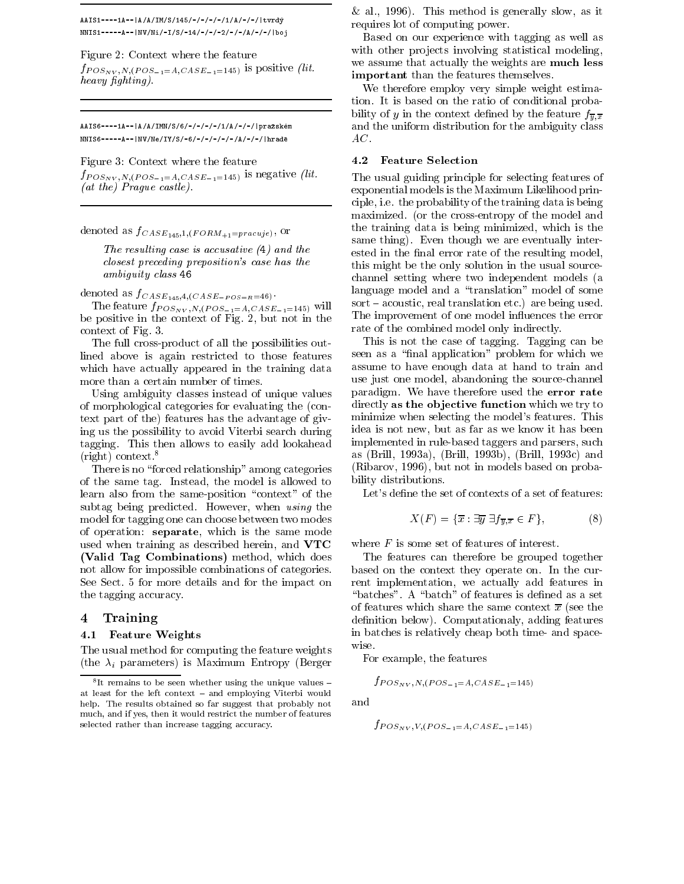```
AAIS1----1A--|A/A/IM/S/145/-/-/-/-/1/A/-/-/|tvrdý
NNIS1-----A--|NV/Ni/-I/S/-14/-/-/-2/-/-/A/-/-/|boj
```

Figure 2: Context where the feature $f_{POS_{NV},N,(POS_{-1}=A,CASE_{-1}=145)}$ is positive *(lit. heavy fighting)*.

```
AAIS6----1A--|A/A/IMN/S/6/-/-/-/-/1/A/-/-/|pražském
NNIS6-----A--|NV/Ne/IY/S/-6/-/-/-/-/-/A/-/-/|hradě
```

Figure 3: Context where the feature $f_{POS_{NV},N,(POS_{-1}=A,CASE_{-1}=145)}$ is negative *(lit. (at the) Prague castle)*.

denoted as $f_{CASE_{145},1,(FORM_{+1}=pracuje)}$, or

> *The resulting case is accusative (4) and the closest preceding preposition's case has the ambiguity class 46*

denoted as $f_{CASE_{145},4,(CASE_{-POS=R}=46)}$.

The feature $f_{POS_{NV},N,(POS_{-1}=A,CASE_{-1}=145)}$ will be positive in the context of Fig. 2, but not in the context of Fig. 3.

The full cross-product of all the possibilities outlined above is again restricted to those features which have actually appeared in the training data more than a certain number of times.

Using ambiguity classes instead of unique values of morphological categories for evaluating the (context part of the) features has the advantage of giving us the possibility to avoid Viterbi search during tagging. This then allows to easily add lookahead (right) context.[8]

There is no "forced relationship" among categories of the same tag. Instead, the model is allowed to learn also from the same-position "context" of the subtag being predicted. However, when *using* the model for tagging one can choose between two modes of operation: **separate**, which is the same mode used when training as described herein, and **VTC (Valid Tag Combinations)** method, which does not allow for impossible combinations of categories. See Sect. 5 for more details and for the impact on the tagging accuracy.

## 4 Training

### 4.1 Feature Weights

The usual method for computing the feature weights (the $\lambda_i$ parameters) is Maximum Entropy (Berger & al., 1996). This method is generally slow, as it requires lot of computing power.

Based on our experience with tagging as well as with other projects involving statistical modeling, we assume that actually the weights are **much less important** than the features themselves.

We therefore employ very simple weight estimation. It is based on the ratio of conditional probability of $y$ in the context defined by the feature $f_{\overline{y},\overline{x}}$ and the uniform distribution for the ambiguity class $AC$.

### 4.2 Feature Selection

The usual guiding principle for selecting features of exponential models is the Maximum Likelihood principle, i.e. the probability of the training data is being maximized. (or the cross-entropy of the model and the training data is being minimized, which is the same thing). Even though we are eventually interested in the final error rate of the resulting model, this might be the only solution in the usual source-channel setting where two independent models (a language model and a "translation" model of some sort – acoustic, real translation etc.) are being used. The improvement of one model influences the error rate of the combined model only indirectly.

This is not the case of tagging. Tagging can be seen as a "final application" problem for which we assume to have enough data at hand to train and use just one model, abandoning the source-channel paradigm. We have therefore used the **error rate** directly **as the objective function** which we try to minimize when selecting the model's features. This idea is not new, but as far as we know it has been implemented in rule-based taggers and parsers, such as (Brill, 1993a), (Brill, 1993b), (Brill, 1993c) and (Ribarov, 1996), but not in models based on probability distributions.

Let's define the set of contexts of a set of features:

$$X(F) = \{\overline{x} : \exists \overline{y} \; \exists f_{\overline{y},\overline{x}} \in F\}, \tag{8}$$

where $F$ is some set of features of interest.

The features can therefore be grouped together based on the context they operate on. In the current implementation, we actually add features in "batches". A "batch" of features is defined as a set of features which share the same context $\overline{x}$ (see the definition below). Computationaly, adding features in batches is relatively cheap both time- and space-wise.

For example, the features

$$f_{POS_{NV},N,(POS_{-1}=A,CASE_{-1}=145)}$$

and

$$f_{POS_{NV},V,(POS_{-1}=A,CASE_{-1}=145)}$$

[8] It remains to be seen whether using the unique values – at least for the left context – and employing Viterbi would help. The results obtained so far suggest that probably not much, and if yes, then it would restrict the number of features selected rather than increase tagging accuracy.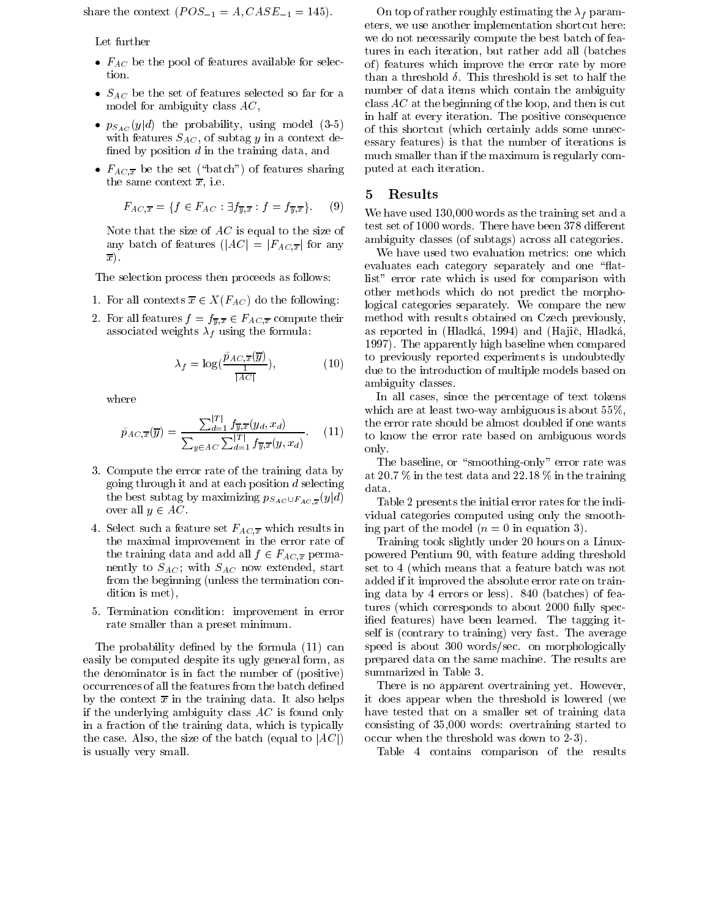share the context ($POS_{-1} = A, CASE_{-1} = 145$).

Let further

- $F_{AC}$ be the pool of features available for selection.
- $S_{AC}$ be the set of features selected so far for a model for ambiguity class $AC$,
- $p_{S_{AC}}(y|d)$ the probability, using model (3-5) with features $S_{AC}$, of subtag $y$ in a context defined by position $d$ in the training data, and
- $F_{AC,\overline{x}}$ be the set ("batch") of features sharing the same context $\overline{x}$, i.e.

$$F_{AC,\overline{x}} = \{f \in F_{AC} : \exists f_{\overline{y},\overline{x}} : f = f_{\overline{y},\overline{x}}\}. \quad (9)$$

Note that the size of $AC$ is equal to the size of any batch of features ($|AC| = |F_{AC,\overline{x}}|$ for any $\overline{x}$).

The selection process then proceeds as follows:

1. For all contexts $\overline{x} \in X(F_{AC})$ do the following:
2. For all features $f = f_{\overline{y},\overline{x}} \in F_{AC,\overline{x}}$ compute their associated weights $\lambda_f$ using the formula:

$$\lambda_f = \log(\frac{\tilde{p}_{AC,\overline{x}}(\overline{y})}{\frac{1}{|AC|}}), \quad (10)$$

where

$$\tilde{p}_{AC,\overline{x}}(\overline{y}) = \frac{\sum_{d=1}^{|T|} f_{\overline{y},\overline{x}}(y_d, x_d)}{\sum_{y \in AC} \sum_{d=1}^{|T|} f_{\overline{y},\overline{x}}(y, x_d)}. \quad (11)$$

3. Compute the error rate of the training data by going through it and at each position $d$ selecting the best subtag by maximizing $p_{S_{AC} \cup F_{AC,\overline{x}}}(y|d)$ over all $y \in AC$.
4. Select such a feature set $F_{AC,\overline{x}}$ which results in the maximal improvement in the error rate of the training data and add all $f \in F_{AC,\overline{x}}$ permanently to $S_{AC}$; with $S_{AC}$ now extended, start from the beginning (unless the termination condition is met),
5. Termination condition: improvement in error rate smaller than a preset minimum.

The probability defined by the formula (11) can easily be computed despite its ugly general form, as the denominator is in fact the number of (positive) occurrences of all the features from the batch defined by the context $\overline{x}$ in the training data. It also helps if the underlying ambiguity class $AC$ is found only in a fraction of the training data, which is typically the case. Also, the size of the batch (equal to $|AC|$) is usually very small.

On top of rather roughly estimating the $\lambda_f$ parameters, we use another implementation shortcut here: we do not necessarily compute the best batch of features in each iteration, but rather add all (batches of) features which improve the error rate by more than a threshold $\delta$. This threshold is set to half the number of data items which contain the ambiguity class $AC$ at the beginning of the loop, and then is cut in half at every iteration. The positive consequence of this shortcut (which certainly adds some unnecessary features) is that the number of iterations is much smaller than if the maximum is regularly computed at each iteration.

## 5 Results

We have used 130,000 words as the training set and a test set of 1000 words. There have been 378 different ambiguity classes (of subtags) across all categories.

We have used two evaluation metrics: one which evaluates each category separately and one "flat-list" error rate which is used for comparison with other methods which do not predict the morphological categories separately. We compare the new method with results obtained on Czech previously, as reported in (Hladká, 1994) and (Hajič, Hladká, 1997). The apparently high baseline when compared to previously reported experiments is undoubtedly due to the introduction of multiple models based on ambiguity classes.

In all cases, since the percentage of text tokens which are at least two-way ambiguous is about 55%, the error rate should be almost doubled if one wants to know the error rate based on ambiguous words only.

The baseline, or "smoothing-only" error rate was at 20.7 % in the test data and 22.18 % in the training data.

Table 2 presents the initial error rates for the individual categories computed using only the smoothing part of the model ($n = 0$ in equation 3).

Training took slightly under 20 hours on a Linux-powered Pentium 90, with feature adding threshold set to 4 (which means that a feature batch was not added if it improved the absolute error rate on training data by 4 errors or less). 840 (batches) of features (which corresponds to about 2000 fully specified features) have been learned. The tagging itself is (contrary to training) very fast. The average speed is about 300 words/sec. on morphologically prepared data on the same machine. The results are summarized in Table 3.

There is no apparent overtraining yet. However, it does appear when the threshold is lowered (we have tested that on a smaller set of training data consisting of 35,000 words: overtraining started to occur when the threshold was down to 2-3).

Table 4 contains comparison of the results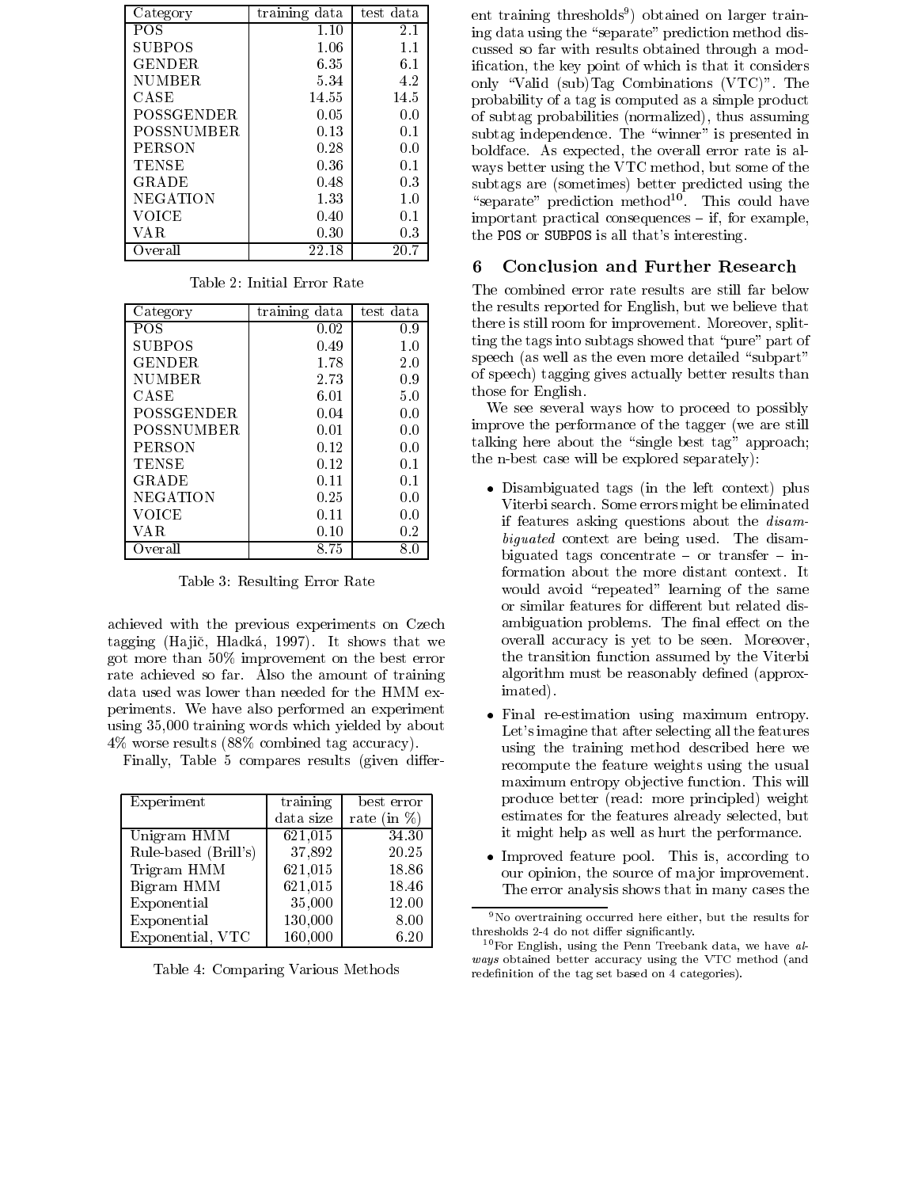| Category | training data | test data |
|---|---|---|
| POS | 1.10 | 2.1 |
| SUBPOS | 1.06 | 1.1 |
| GENDER | 6.35 | 6.1 |
| NUMBER | 5.34 | 4.2 |
| CASE | 14.55 | 14.5 |
| POSSGENDER | 0.05 | 0.0 |
| POSSNUMBER | 0.13 | 0.1 |
| PERSON | 0.28 | 0.0 |
| TENSE | 0.36 | 0.1 |
| GRADE | 0.48 | 0.3 |
| NEGATION | 1.33 | 1.0 |
| VOICE | 0.40 | 0.1 |
| VAR | 0.30 | 0.3 |
| Overall | 22.18 | 20.7 |

Table 2: Initial Error Rate

| Category | training data | test data |
|---|---|---|
| POS | 0.02 | 0.9 |
| SUBPOS | 0.49 | 1.0 |
| GENDER | 1.78 | 2.0 |
| NUMBER | 2.73 | 0.9 |
| CASE | 6.01 | 5.0 |
| POSSGENDER | 0.04 | 0.0 |
| POSSNUMBER | 0.01 | 0.0 |
| PERSON | 0.12 | 0.0 |
| TENSE | 0.12 | 0.1 |
| GRADE | 0.11 | 0.1 |
| NEGATION | 0.25 | 0.0 |
| VOICE | 0.11 | 0.0 |
| VAR | 0.10 | 0.2 |
| Overall | 8.75 | 8.0 |

Table 3: Resulting Error Rate

achieved with the previous experiments on Czech tagging (Hajič, Hladká, 1997). It shows that we got more than 50% improvement on the best error rate achieved so far. Also the amount of training data used was lower than needed for the HMM experiments. We have also performed an experiment using 35,000 training words which yielded by about 4% worse results (88% combined tag accuracy).

Finally, Table 5 compares results (given different training thresholds[9]) obtained on larger training data using the "separate" prediction method discussed so far with results obtained through a modification, the key point of which is that it considers only "Valid (sub)Tag Combinations (VTC)". The probability of a tag is computed as a simple product of subtag probabilities (normalized), thus assuming subtag independence. The "winner" is presented in boldface. As expected, the overall error rate is always better using the VTC method, but some of the subtags are (sometimes) better predicted using the "separate" prediction method[10]. This could have important practical consequences – if, for example, the `POS` or `SUBPOS` is all that's interesting.

| Experiment | training data size | best error rate (in %) |
|---|---|---|
| Unigram HMM | 621,015 | 34.30 |
| Rule-based (Brill's) | 37,892 | 20.25 |
| Trigram HMM | 621,015 | 18.86 |
| Bigram HMM | 621,015 | 18.46 |
| Exponential | 35,000 | 12.00 |
| Exponential | 130,000 | 8.00 |
| Exponential, VTC | 160,000 | 6.20 |

Table 4: Comparing Various Methods

## 6 Conclusion and Further Research

The combined error rate results are still far below the results reported for English, but we believe that there is still room for improvement. Moreover, splitting the tags into subtags showed that "pure" part of speech (as well as the even more detailed "subpart" of speech) tagging gives actually better results than those for English.

We see several ways how to proceed to possibly improve the performance of the tagger (we are still talking here about the "single best tag" approach; the n-best case will be explored separately):

- Disambiguated tags (in the left context) plus Viterbi search. Some errors might be eliminated if features asking questions about the *disambiguated* context are being used. The disambiguated tags concentrate – or transfer – information about the more distant context. It would avoid "repeated" learning of the same or similar features for different but related disambiguation problems. The final effect on the overall accuracy is yet to be seen. Moreover, the transition function assumed by the Viterbi algorithm must be reasonably defined (approximated).
- Final re-estimation using maximum entropy. Let's imagine that after selecting all the features using the training method described here we recompute the feature weights using the usual maximum entropy objective function. This will produce better (read: more principled) weight estimates for the features already selected, but it might help as well as hurt the performance.
- Improved feature pool. This is, according to our opinion, the source of major improvement. The error analysis shows that in many cases the

[9] No overtraining occurred here either, but the results for thresholds 2-4 do not differ significantly.

[10] For English, using the Penn Treebank data, we have *always* obtained better accuracy using the VTC method (and redefinition of the tag set based on 4 categories).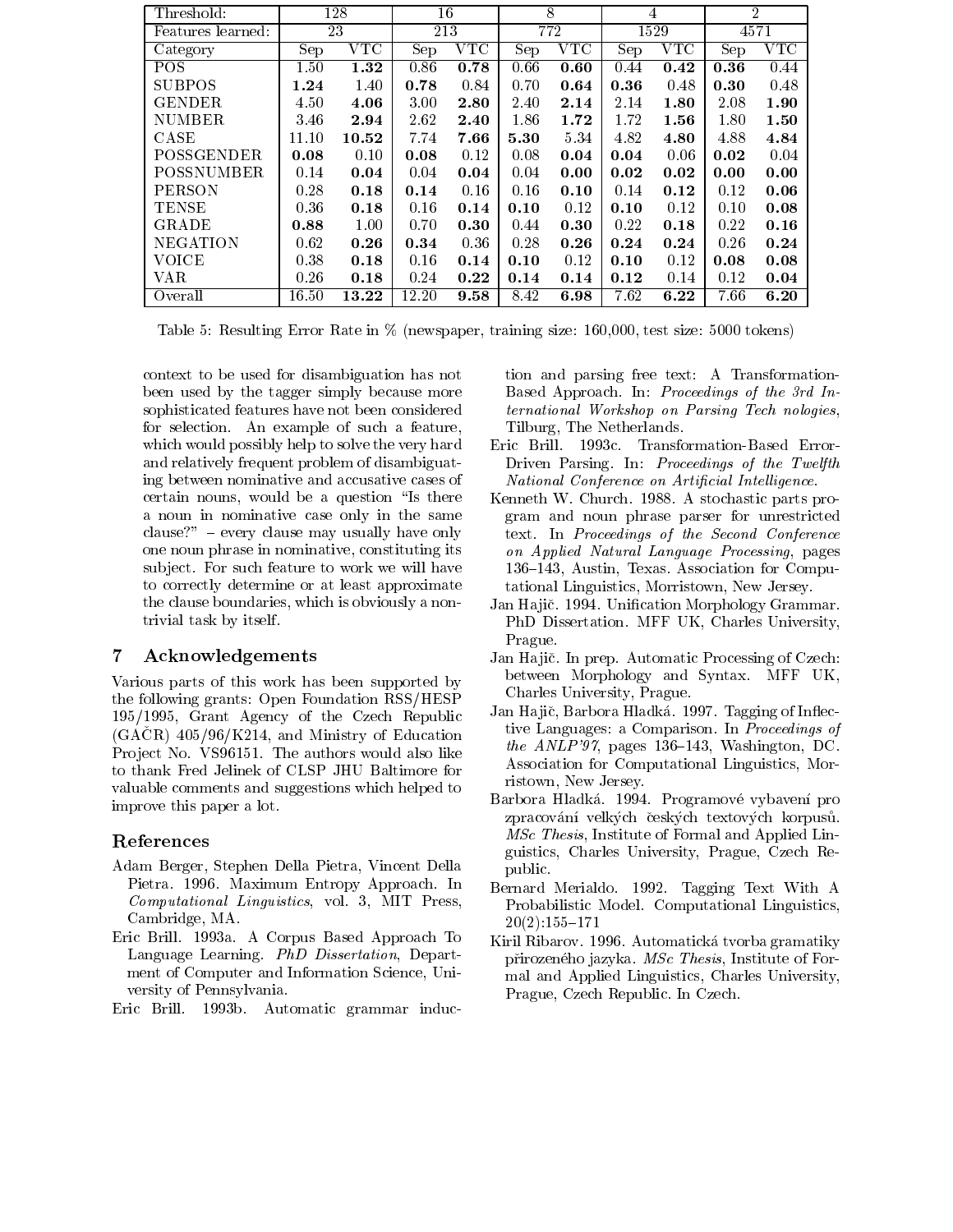| Threshold: | 128 | | 16 | | 8 | | 4 | | 2 | |
|---|---|---|---|---|---|---|---|---|---|---|
| Features learned: | 23 | | 213 | | 772 | | 1529 | | 4571 | |
| Category | Sep | VTC | Sep | VTC | Sep | VTC | Sep | VTC | Sep | VTC |
| POS | 1.50 | **1.32** | 0.86 | **0.78** | 0.66 | **0.60** | 0.44 | **0.42** | **0.36** | 0.44 |
| SUBPOS | **1.24** | 1.40 | **0.78** | 0.84 | 0.70 | **0.64** | **0.36** | 0.48 | **0.30** | 0.48 |
| GENDER | 4.50 | **4.06** | 3.00 | **2.80** | 2.40 | **2.14** | 2.14 | **1.80** | 2.08 | **1.90** |
| NUMBER | 3.46 | **2.94** | 2.62 | **2.40** | 1.86 | **1.72** | 1.72 | **1.56** | 1.80 | **1.50** |
| CASE | 11.10 | **10.52** | 7.74 | **7.66** | **5.30** | 5.34 | 4.82 | **4.80** | 4.88 | **4.84** |
| POSSGENDER | **0.08** | 0.10 | **0.08** | 0.12 | 0.08 | **0.04** | **0.04** | 0.06 | **0.02** | 0.04 |
| POSSNUMBER | 0.14 | **0.04** | 0.04 | **0.04** | 0.04 | **0.00** | **0.02** | **0.02** | **0.00** | **0.00** |
| PERSON | 0.28 | **0.18** | **0.14** | 0.16 | 0.16 | **0.10** | 0.14 | **0.12** | 0.12 | **0.06** |
| TENSE | 0.36 | **0.18** | 0.16 | **0.14** | **0.10** | 0.12 | **0.10** | 0.12 | 0.10 | **0.08** |
| GRADE | **0.88** | 1.00 | 0.70 | **0.30** | 0.44 | **0.30** | 0.22 | **0.18** | 0.22 | **0.16** |
| NEGATION | 0.62 | **0.26** | **0.34** | 0.36 | 0.28 | **0.26** | **0.24** | **0.24** | 0.26 | **0.24** |
| VOICE | 0.38 | **0.18** | 0.16 | **0.14** | **0.10** | 0.12 | **0.10** | 0.12 | **0.08** | **0.08** |
| VAR | 0.26 | **0.18** | 0.24 | **0.22** | **0.14** | **0.14** | **0.12** | 0.14 | 0.12 | **0.04** |
| Overall | 16.50 | **13.22** | 12.20 | **9.58** | 8.42 | **6.98** | 7.62 | **6.22** | 7.66 | **6.20** |

Table 5: Resulting Error Rate in % (newspaper, training size: 160,000, test size: 5000 tokens)

context to be used for disambiguation has not been used by the tagger simply because more sophisticated features have not been considered for selection. An example of such a feature, which would possibly help to solve the very hard and relatively frequent problem of disambiguating between nominative and accusative cases of certain nouns, would be a question "Is there a noun in nominative case only in the same clause?" – every clause may usually have only one noun phrase in nominative, constituting its subject. For such feature to work we will have to correctly determine or at least approximate the clause boundaries, which is obviously a non-trivial task by itself.

## 7 Acknowledgements

Various parts of this work has been supported by the following grants: Open Foundation RSS/HESP 195/1995, Grant Agency of the Czech Republic (GAČR) 405/96/K214, and Ministry of Education Project No. VS96151. The authors would also like to thank Fred Jelinek of CLSP JHU Baltimore for valuable comments and suggestions which helped to improve this paper a lot.

## References

Adam Berger, Stephen Della Pietra, Vincent Della Pietra. 1996. Maximum Entropy Approach. In *Computational Linguistics*, vol. 3, MIT Press, Cambridge, MA.

Eric Brill. 1993a. A Corpus Based Approach To Language Learning. *PhD Dissertation*, Department of Computer and Information Science, University of Pennsylvania.

Eric Brill. 1993b. Automatic grammar induction and parsing free text: A Transformation-Based Approach. In: *Proceedings of the 3rd International Workshop on Parsing Tech nologies*, Tilburg, The Netherlands.

Eric Brill. 1993c. Transformation-Based Error-Driven Parsing. In: *Proceedings of the Twelfth National Conference on Artificial Intelligence.*

Kenneth W. Church. 1988. A stochastic parts program and noun phrase parser for unrestricted text. In *Proceedings of the Second Conference on Applied Natural Language Processing*, pages 136–143, Austin, Texas. Association for Computational Linguistics, Morristown, New Jersey.

Jan Hajič. 1994. Unification Morphology Grammar. PhD Dissertation. MFF UK, Charles University, Prague.

Jan Hajič. In prep. Automatic Processing of Czech: between Morphology and Syntax. MFF UK, Charles University, Prague.

Jan Hajič, Barbora Hladká. 1997. Tagging of Inflective Languages: a Comparison. In *Proceedings of the ANLP'97*, pages 136–143, Washington, DC. Association for Computational Linguistics, Morristown, New Jersey.

Barbora Hladká. 1994. Programové vybavení pro zpracování velkých českých textových korpusů. *MSc Thesis*, Institute of Formal and Applied Linguistics, Charles University, Prague, Czech Republic.

Bernard Merialdo. 1992. Tagging Text With A Probabilistic Model. Computational Linguistics, 20(2):155–171

Kiril Ribarov. 1996. Automatická tvorba gramatiky přirozeného jazyka. *MSc Thesis*, Institute of Formal and Applied Linguistics, Charles University, Prague, Czech Republic. In Czech.